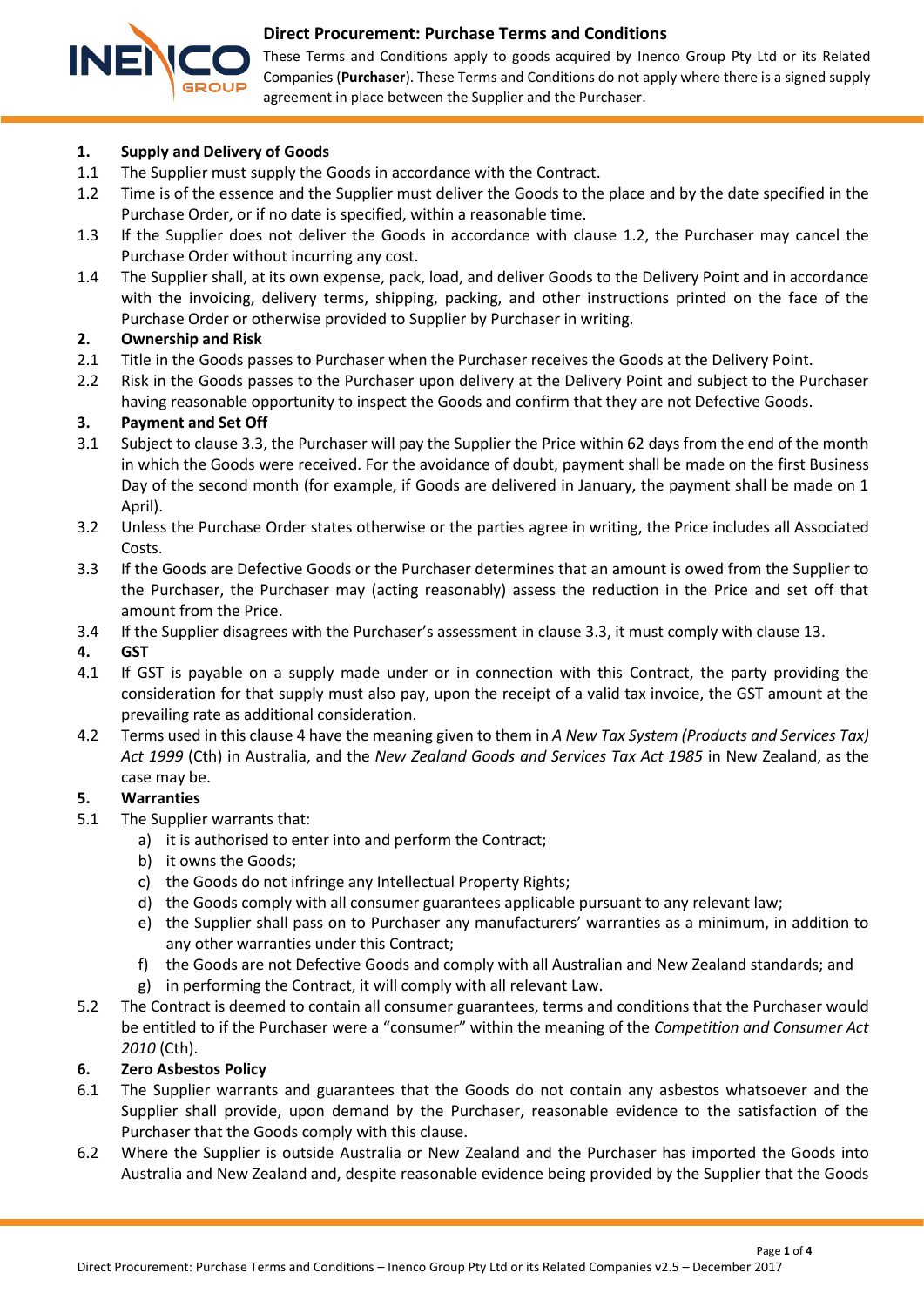# Direct Procurement: Purchase Terms and Conditions

These Terms and Conditions apply to goods acquired by Inenco Group Pty Ltd or its Related Companies (**Purchaser**). These Terms and Conditions do not apply where there is a signed supply agreement in place between the Supplier and the Purchaser.

**1. Supply and Delivery of Goods**

1.1 The Supplier must supply the Goods in accordance with the Contract.

1.2 Time is of the essence and the Supplier must deliver the Goods to the place and by the date specified in the Purchase Order, or if no date is specified, within a reasonable time.

1.3 If the Supplier does not deliver the Goods in accordance with clause 1.2, the Purchaser may cancel the Purchase Order without incurring any cost.

1.4 The Supplier shall, at its own expense, pack, load, and deliver Goods to the Delivery Point and in accordance with the invoicing, delivery terms, shipping, packing, and other instructions printed on the face of the Purchase Order or otherwise provided to Supplier by Purchaser in writing.

**2. Ownership and Risk**

2.1 Title in the Goods passes to Purchaser when the Purchaser receives the Goods at the Delivery Point.

2.2 Risk in the Goods passes to the Purchaser upon delivery at the Delivery Point and subject to the Purchaser having reasonable opportunity to inspect the Goods and confirm that they are not Defective Goods.

**3. Payment and Set Off**

3.1 Subject to clause 3.3, the Purchaser will pay the Supplier the Price within 62 days from the end of the month in which the Goods were received. For the avoidance of doubt, payment shall be made on the first Business Day of the second month (for example, if Goods are delivered in January, the payment shall be made on 1 April).

3.2 Unless the Purchase Order states otherwise or the parties agree in writing, the Price includes all Associated Costs.

3.3 If the Goods are Defective Goods or the Purchaser determines that an amount is owed from the Supplier to the Purchaser, the Purchaser may (acting reasonably) assess the reduction in the Price and set off that amount from the Price.

3.4 If the Supplier disagrees with the Purchaser's assessment in clause 3.3, it must comply with clause 13.

**4. GST**

4.1 If GST is payable on a supply made under or in connection with this Contract, the party providing the consideration for that supply must also pay, upon the receipt of a valid tax invoice, the GST amount at the prevailing rate as additional consideration.

4.2 Terms used in this clause 4 have the meaning given to them in *A New Tax System (Products and Services Tax) Act 1999* (Cth) in Australia, and the *New Zealand Goods and Services Tax Act 1985* in New Zealand, as the case may be.

**5. Warranties**

5.1 The Supplier warrants that:

a) it is authorised to enter into and perform the Contract;
b) it owns the Goods;
c) the Goods do not infringe any Intellectual Property Rights;
d) the Goods comply with all consumer guarantees applicable pursuant to any relevant law;
e) the Supplier shall pass on to Purchaser any manufacturers' warranties as a minimum, in addition to any other warranties under this Contract;
f) the Goods are not Defective Goods and comply with all Australian and New Zealand standards; and
g) in performing the Contract, it will comply with all relevant Law.

5.2 The Contract is deemed to contain all consumer guarantees, terms and conditions that the Purchaser would be entitled to if the Purchaser were a "consumer" within the meaning of the *Competition and Consumer Act 2010* (Cth).

**6. Zero Asbestos Policy**

6.1 The Supplier warrants and guarantees that the Goods do not contain any asbestos whatsoever and the Supplier shall provide, upon demand by the Purchaser, reasonable evidence to the satisfaction of the Purchaser that the Goods comply with this clause.

6.2 Where the Supplier is outside Australia or New Zealand and the Purchaser has imported the Goods into Australia and New Zealand and, despite reasonable evidence being provided by the Supplier that the Goods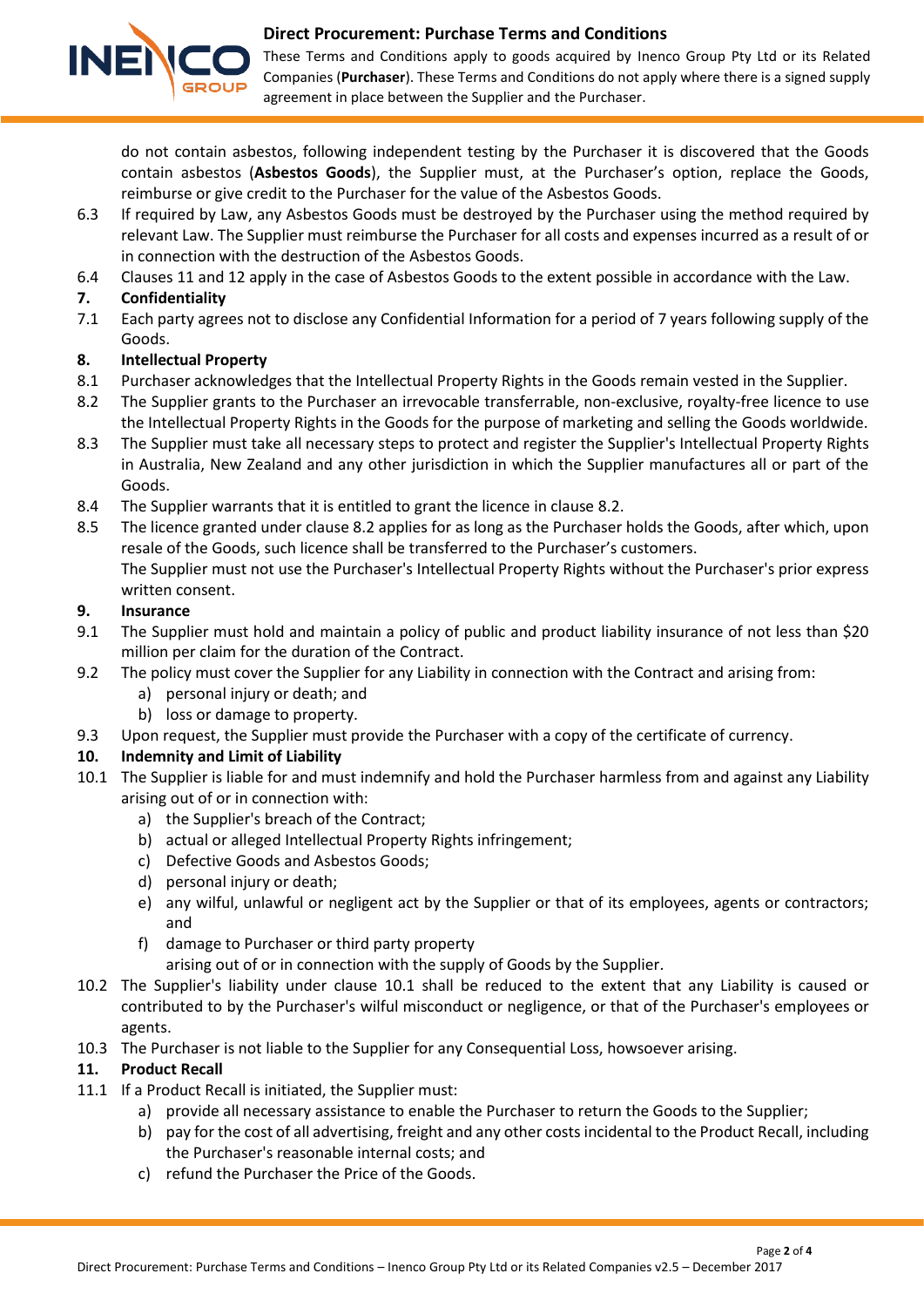do not contain asbestos, following independent testing by the Purchaser it is discovered that the Goods contain asbestos (**Asbestos Goods**), the Supplier must, at the Purchaser's option, replace the Goods, reimburse or give credit to the Purchaser for the value of the Asbestos Goods.

6.3 If required by Law, any Asbestos Goods must be destroyed by the Purchaser using the method required by relevant Law. The Supplier must reimburse the Purchaser for all costs and expenses incurred as a result of or in connection with the destruction of the Asbestos Goods.

6.4 Clauses 11 and 12 apply in the case of Asbestos Goods to the extent possible in accordance with the Law.

## 7. Confidentiality

7.1 Each party agrees not to disclose any Confidential Information for a period of 7 years following supply of the Goods.

## 8. Intellectual Property

8.1 Purchaser acknowledges that the Intellectual Property Rights in the Goods remain vested in the Supplier.

8.2 The Supplier grants to the Purchaser an irrevocable transferrable, non-exclusive, royalty-free licence to use the Intellectual Property Rights in the Goods for the purpose of marketing and selling the Goods worldwide.

8.3 The Supplier must take all necessary steps to protect and register the Supplier's Intellectual Property Rights in Australia, New Zealand and any other jurisdiction in which the Supplier manufactures all or part of the Goods.

8.4 The Supplier warrants that it is entitled to grant the licence in clause 8.2.

8.5 The licence granted under clause 8.2 applies for as long as the Purchaser holds the Goods, after which, upon resale of the Goods, such licence shall be transferred to the Purchaser's customers.

The Supplier must not use the Purchaser's Intellectual Property Rights without the Purchaser's prior express written consent.

## 9. Insurance

9.1 The Supplier must hold and maintain a policy of public and product liability insurance of not less than $20 million per claim for the duration of the Contract.

9.2 The policy must cover the Supplier for any Liability in connection with the Contract and arising from:

a) personal injury or death; and
b) loss or damage to property.

9.3 Upon request, the Supplier must provide the Purchaser with a copy of the certificate of currency.

## 10. Indemnity and Limit of Liability

10.1 The Supplier is liable for and must indemnify and hold the Purchaser harmless from and against any Liability arising out of or in connection with:

a) the Supplier's breach of the Contract;
b) actual or alleged Intellectual Property Rights infringement;
c) Defective Goods and Asbestos Goods;
d) personal injury or death;
e) any wilful, unlawful or negligent act by the Supplier or that of its employees, agents or contractors; and
f) damage to Purchaser or third party property

arising out of or in connection with the supply of Goods by the Supplier.

10.2 The Supplier's liability under clause 10.1 shall be reduced to the extent that any Liability is caused or contributed to by the Purchaser's wilful misconduct or negligence, or that of the Purchaser's employees or agents.

10.3 The Purchaser is not liable to the Supplier for any Consequential Loss, howsoever arising.

## 11. Product Recall

11.1 If a Product Recall is initiated, the Supplier must:

a) provide all necessary assistance to enable the Purchaser to return the Goods to the Supplier;
b) pay for the cost of all advertising, freight and any other costs incidental to the Product Recall, including the Purchaser's reasonable internal costs; and
c) refund the Purchaser the Price of the Goods.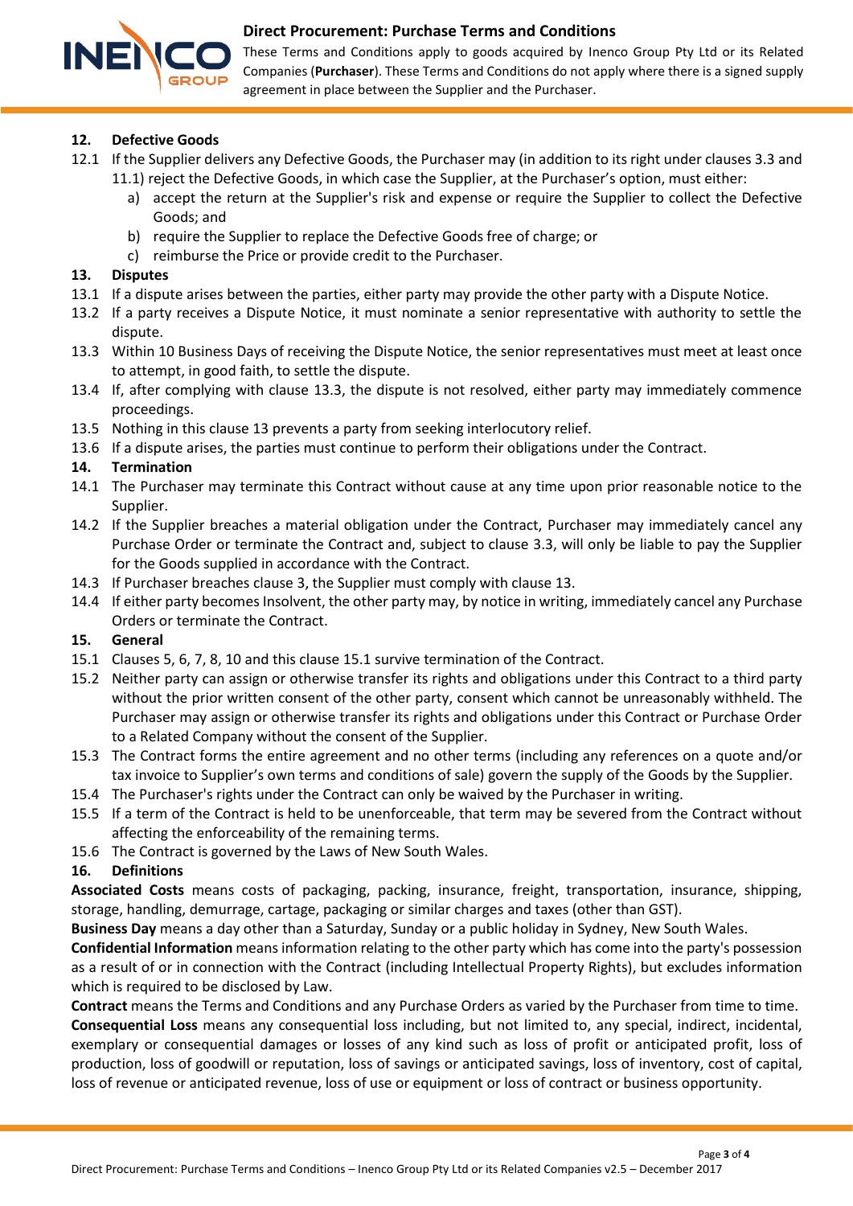**Direct Procurement: Purchase Terms and Conditions**

These Terms and Conditions apply to goods acquired by Inenco Group Pty Ltd or its Related Companies (**Purchaser**). These Terms and Conditions do not apply where there is a signed supply agreement in place between the Supplier and the Purchaser.

**12. Defective Goods**

12.1 If the Supplier delivers any Defective Goods, the Purchaser may (in addition to its right under clauses 3.3 and 11.1) reject the Defective Goods, in which case the Supplier, at the Purchaser's option, must either:

- a) accept the return at the Supplier's risk and expense or require the Supplier to collect the Defective Goods; and
- b) require the Supplier to replace the Defective Goods free of charge; or
- c) reimburse the Price or provide credit to the Purchaser.

**13. Disputes**

13.1 If a dispute arises between the parties, either party may provide the other party with a Dispute Notice.

13.2 If a party receives a Dispute Notice, it must nominate a senior representative with authority to settle the dispute.

13.3 Within 10 Business Days of receiving the Dispute Notice, the senior representatives must meet at least once to attempt, in good faith, to settle the dispute.

13.4 If, after complying with clause 13.3, the dispute is not resolved, either party may immediately commence proceedings.

13.5 Nothing in this clause 13 prevents a party from seeking interlocutory relief.

13.6 If a dispute arises, the parties must continue to perform their obligations under the Contract.

**14. Termination**

14.1 The Purchaser may terminate this Contract without cause at any time upon prior reasonable notice to the Supplier.

14.2 If the Supplier breaches a material obligation under the Contract, Purchaser may immediately cancel any Purchase Order or terminate the Contract and, subject to clause 3.3, will only be liable to pay the Supplier for the Goods supplied in accordance with the Contract.

14.3 If Purchaser breaches clause 3, the Supplier must comply with clause 13.

14.4 If either party becomes Insolvent, the other party may, by notice in writing, immediately cancel any Purchase Orders or terminate the Contract.

**15. General**

15.1 Clauses 5, 6, 7, 8, 10 and this clause 15.1 survive termination of the Contract.

15.2 Neither party can assign or otherwise transfer its rights and obligations under this Contract to a third party without the prior written consent of the other party, consent which cannot be unreasonably withheld. The Purchaser may assign or otherwise transfer its rights and obligations under this Contract or Purchase Order to a Related Company without the consent of the Supplier.

15.3 The Contract forms the entire agreement and no other terms (including any references on a quote and/or tax invoice to Supplier's own terms and conditions of sale) govern the supply of the Goods by the Supplier.

15.4 The Purchaser's rights under the Contract can only be waived by the Purchaser in writing.

15.5 If a term of the Contract is held to be unenforceable, that term may be severed from the Contract without affecting the enforceability of the remaining terms.

15.6 The Contract is governed by the Laws of New South Wales.

**16. Definitions**

**Associated Costs** means costs of packaging, packing, insurance, freight, transportation, insurance, shipping, storage, handling, demurrage, cartage, packaging or similar charges and taxes (other than GST).

**Business Day** means a day other than a Saturday, Sunday or a public holiday in Sydney, New South Wales.

**Confidential Information** means information relating to the other party which has come into the party's possession as a result of or in connection with the Contract (including Intellectual Property Rights), but excludes information which is required to be disclosed by Law.

**Contract** means the Terms and Conditions and any Purchase Orders as varied by the Purchaser from time to time.

**Consequential Loss** means any consequential loss including, but not limited to, any special, indirect, incidental, exemplary or consequential damages or losses of any kind such as loss of profit or anticipated profit, loss of production, loss of goodwill or reputation, loss of savings or anticipated savings, loss of inventory, cost of capital, loss of revenue or anticipated revenue, loss of use or equipment or loss of contract or business opportunity.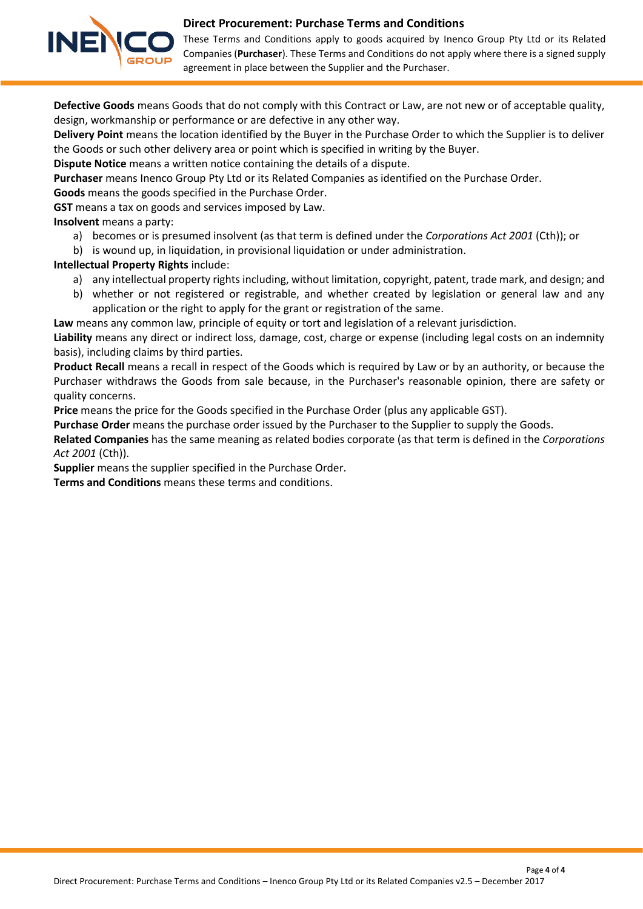**Defective Goods** means Goods that do not comply with this Contract or Law, are not new or of acceptable quality, design, workmanship or performance or are defective in any other way.

**Delivery Point** means the location identified by the Buyer in the Purchase Order to which the Supplier is to deliver the Goods or such other delivery area or point which is specified in writing by the Buyer.

**Dispute Notice** means a written notice containing the details of a dispute.

**Purchaser** means Inenco Group Pty Ltd or its Related Companies as identified on the Purchase Order.

**Goods** means the goods specified in the Purchase Order.

**GST** means a tax on goods and services imposed by Law.

**Insolvent** means a party:

a) becomes or is presumed insolvent (as that term is defined under the *Corporations Act 2001* (Cth)); or
b) is wound up, in liquidation, in provisional liquidation or under administration.

**Intellectual Property Rights** include:

a) any intellectual property rights including, without limitation, copyright, patent, trade mark, and design; and
b) whether or not registered or registrable, and whether created by legislation or general law and any application or the right to apply for the grant or registration of the same.

**Law** means any common law, principle of equity or tort and legislation of a relevant jurisdiction.

**Liability** means any direct or indirect loss, damage, cost, charge or expense (including legal costs on an indemnity basis), including claims by third parties.

**Product Recall** means a recall in respect of the Goods which is required by Law or by an authority, or because the Purchaser withdraws the Goods from sale because, in the Purchaser's reasonable opinion, there are safety or quality concerns.

**Price** means the price for the Goods specified in the Purchase Order (plus any applicable GST).

**Purchase Order** means the purchase order issued by the Purchaser to the Supplier to supply the Goods.

**Related Companies** has the same meaning as related bodies corporate (as that term is defined in the *Corporations Act 2001* (Cth)).

**Supplier** means the supplier specified in the Purchase Order.

**Terms and Conditions** means these terms and conditions.